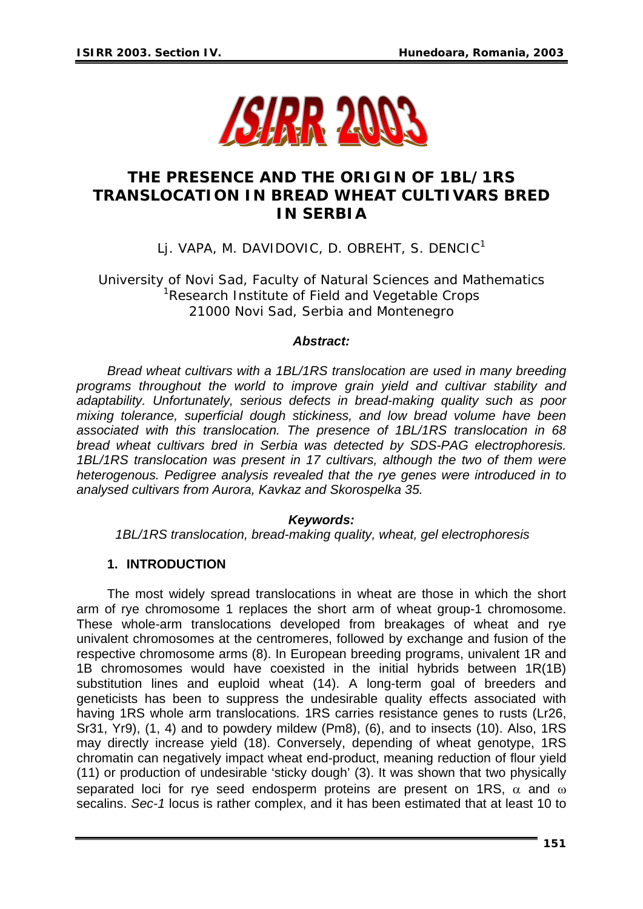# THE PRESENCE AND THE ORIGIN OF 1BL/1RS TRANSLOCATION IN BREAD WHEAT CULTIVARS BRED IN SERBIA

Lj. VAPA, M. DAVIDOVIC, D. OBREHT, S. DENCIC[1]

University of Novi Sad, Faculty of Natural Sciences and Mathematics
[1]Research Institute of Field and Vegetable Crops
21000 Novi Sad, Serbia and Montenegro

***Abstract:***

*Bread wheat cultivars with a 1BL/1RS translocation are used in many breeding programs throughout the world to improve grain yield and cultivar stability and adaptability. Unfortunately, serious defects in bread-making quality such as poor mixing tolerance, superficial dough stickiness, and low bread volume have been associated with this translocation. The presence of 1BL/1RS translocation in 68 bread wheat cultivars bred in Serbia was detected by SDS-PAG electrophoresis. 1BL/1RS translocation was present in 17 cultivars, although the two of them were heterogenous. Pedigree analysis revealed that the rye genes were introduced in to analysed cultivars from Aurora, Kavkaz and Skorospelka 35.*

***Keywords:***

*1BL/1RS translocation, bread-making quality, wheat, gel electrophoresis*

## 1. INTRODUCTION

The most widely spread translocations in wheat are those in which the short arm of rye chromosome 1 replaces the short arm of wheat group-1 chromosome. These whole-arm translocations developed from breakages of wheat and rye univalent chromosomes at the centromeres, followed by exchange and fusion of the respective chromosome arms (8). In European breeding programs, univalent 1R and 1B chromosomes would have coexisted in the initial hybrids between 1R(1B) substitution lines and euploid wheat (14). A long-term goal of breeders and geneticists has been to suppress the undesirable quality effects associated with having 1RS whole arm translocations. 1RS carries resistance genes to rusts (Lr26, Sr31, Yr9), (1, 4) and to powdery mildew (Pm8), (6), and to insects (10). Also, 1RS may directly increase yield (18). Conversely, depending of wheat genotype, 1RS chromatin can negatively impact wheat end-product, meaning reduction of flour yield (11) or production of undesirable 'sticky dough' (3). It was shown that two physically separated loci for rye seed endosperm proteins are present on 1RS, $\alpha$ and $\omega$ secalins. *Sec-1* locus is rather complex, and it has been estimated that at least 10 to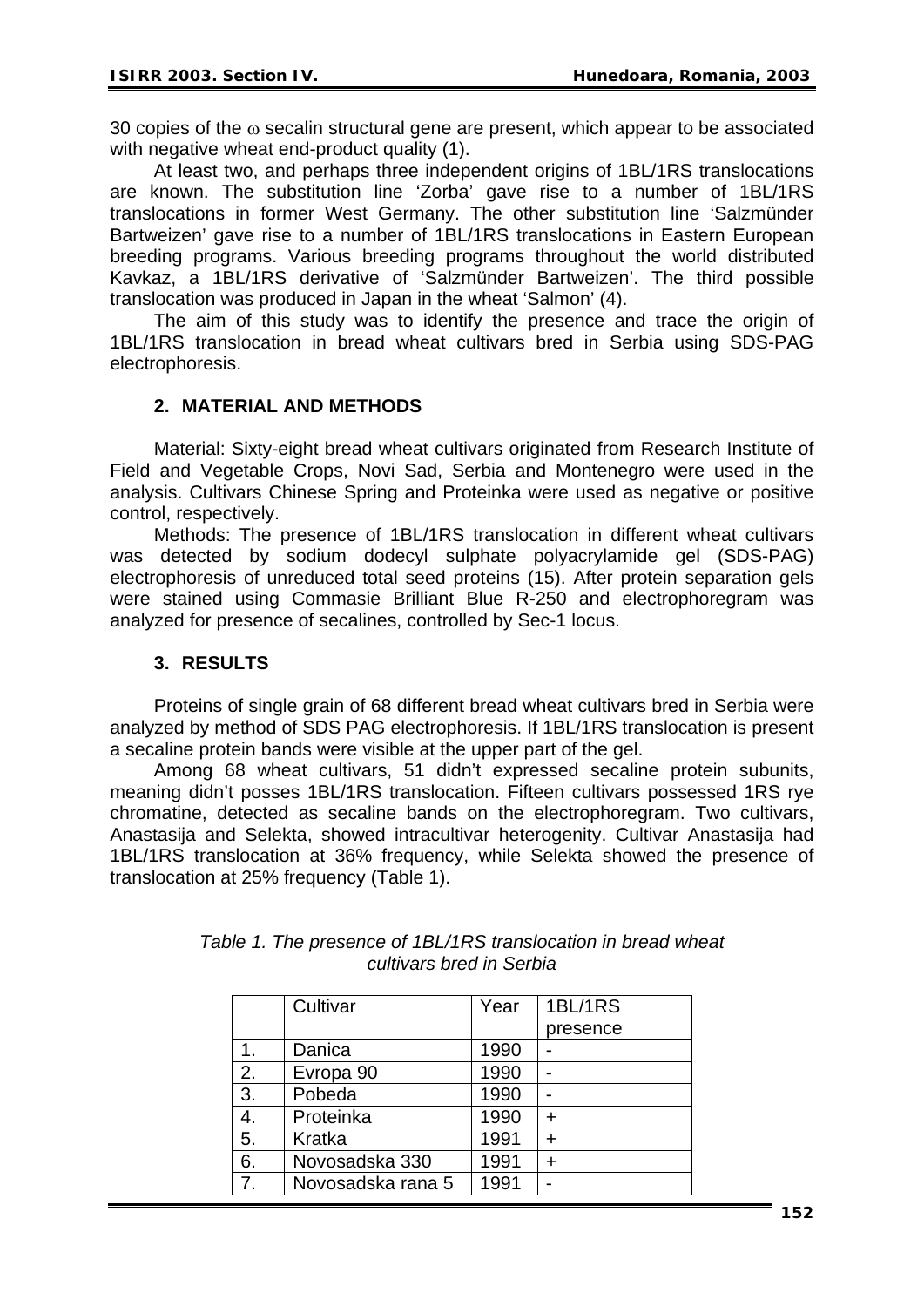30 copies of the ω secalin structural gene are present, which appear to be associated with negative wheat end-product quality (1).

At least two, and perhaps three independent origins of 1BL/1RS translocations are known. The substitution line 'Zorba' gave rise to a number of 1BL/1RS translocations in former West Germany. The other substitution line 'Salzmünder Bartweizen' gave rise to a number of 1BL/1RS translocations in Eastern European breeding programs. Various breeding programs throughout the world distributed Kavkaz, a 1BL/1RS derivative of 'Salzmünder Bartweizen'. The third possible translocation was produced in Japan in the wheat 'Salmon' (4).

The aim of this study was to identify the presence and trace the origin of 1BL/1RS translocation in bread wheat cultivars bred in Serbia using SDS-PAG electrophoresis.

## 2. MATERIAL AND METHODS

Material: Sixty-eight bread wheat cultivars originated from Research Institute of Field and Vegetable Crops, Novi Sad, Serbia and Montenegro were used in the analysis. Cultivars Chinese Spring and Proteinka were used as negative or positive control, respectively.

Methods: The presence of 1BL/1RS translocation in different wheat cultivars was detected by sodium dodecyl sulphate polyacrylamide gel (SDS-PAG) electrophoresis of unreduced total seed proteins (15). After protein separation gels were stained using Commasie Brilliant Blue R-250 and electrophoregram was analyzed for presence of secalines, controlled by Sec-1 locus.

## 3. RESULTS

Proteins of single grain of 68 different bread wheat cultivars bred in Serbia were analyzed by method of SDS PAG electrophoresis. If 1BL/1RS translocation is present a secaline protein bands were visible at the upper part of the gel.

Among 68 wheat cultivars, 51 didn't expressed secaline protein subunits, meaning didn't posses 1BL/1RS translocation. Fifteen cultivars possessed 1RS rye chromatine, detected as secaline bands on the electrophoregram. Two cultivars, Anastasija and Selekta, showed intracultivar heterogenity. Cultivar Anastasija had 1BL/1RS translocation at 36% frequency, while Selekta showed the presence of translocation at 25% frequency (Table 1).

*Table 1. The presence of 1BL/1RS translocation in bread wheat cultivars bred in Serbia*

| | Cultivar | Year | 1BL/1RS presence |
|---|---|---|---|
| 1. | Danica | 1990 | - |
| 2. | Evropa 90 | 1990 | - |
| 3. | Pobeda | 1990 | - |
| 4. | Proteinka | 1990 | + |
| 5. | Kratka | 1991 | + |
| 6. | Novosadska 330 | 1991 | + |
| 7. | Novosadska rana 5 | 1991 | - |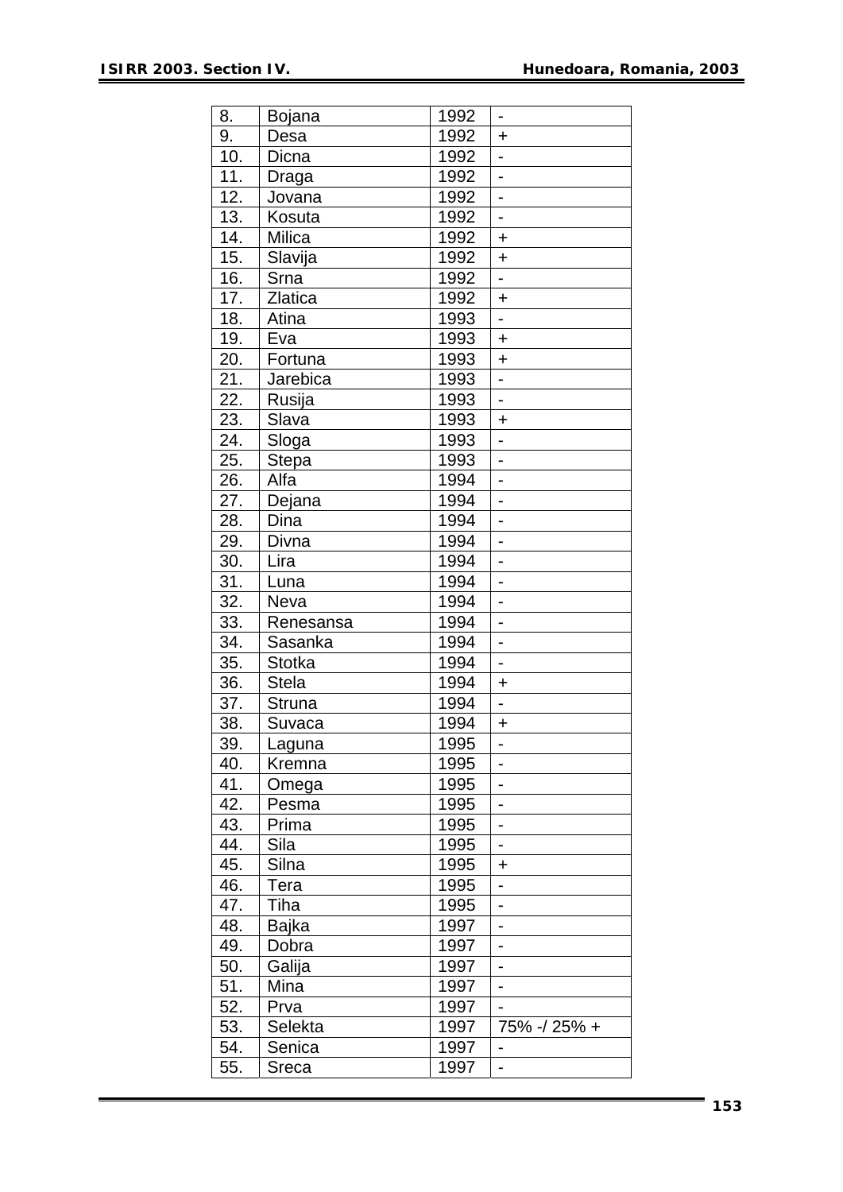| 8. | Bojana | 1992 | - |
|---|---|---|---|
| 9. | Desa | 1992 | + |
| 10. | Dicna | 1992 | - |
| 11. | Draga | 1992 | - |
| 12. | Jovana | 1992 | - |
| 13. | Kosuta | 1992 | - |
| 14. | Milica | 1992 | + |
| 15. | Slavija | 1992 | + |
| 16. | Srna | 1992 | - |
| 17. | Zlatica | 1992 | + |
| 18. | Atina | 1993 | - |
| 19. | Eva | 1993 | + |
| 20. | Fortuna | 1993 | + |
| 21. | Jarebica | 1993 | - |
| 22. | Rusija | 1993 | - |
| 23. | Slava | 1993 | + |
| 24. | Sloga | 1993 | - |
| 25. | Stepa | 1993 | - |
| 26. | Alfa | 1994 | - |
| 27. | Dejana | 1994 | - |
| 28. | Dina | 1994 | - |
| 29. | Divna | 1994 | - |
| 30. | Lira | 1994 | - |
| 31. | Luna | 1994 | - |
| 32. | Neva | 1994 | - |
| 33. | Renesansa | 1994 | - |
| 34. | Sasanka | 1994 | - |
| 35. | Stotka | 1994 | - |
| 36. | Stela | 1994 | + |
| 37. | Struna | 1994 | - |
| 38. | Suvaca | 1994 | + |
| 39. | Laguna | 1995 | - |
| 40. | Kremna | 1995 | - |
| 41. | Omega | 1995 | - |
| 42. | Pesma | 1995 | - |
| 43. | Prima | 1995 | - |
| 44. | Sila | 1995 | - |
| 45. | Silna | 1995 | + |
| 46. | Tera | 1995 | - |
| 47. | Tiha | 1995 | - |
| 48. | Bajka | 1997 | - |
| 49. | Dobra | 1997 | - |
| 50. | Galija | 1997 | - |
| 51. | Mina | 1997 | - |
| 52. | Prva | 1997 | - |
| 53. | Selekta | 1997 | 75% -/ 25% + |
| 54. | Senica | 1997 | - |
| 55. | Sreca | 1997 | - |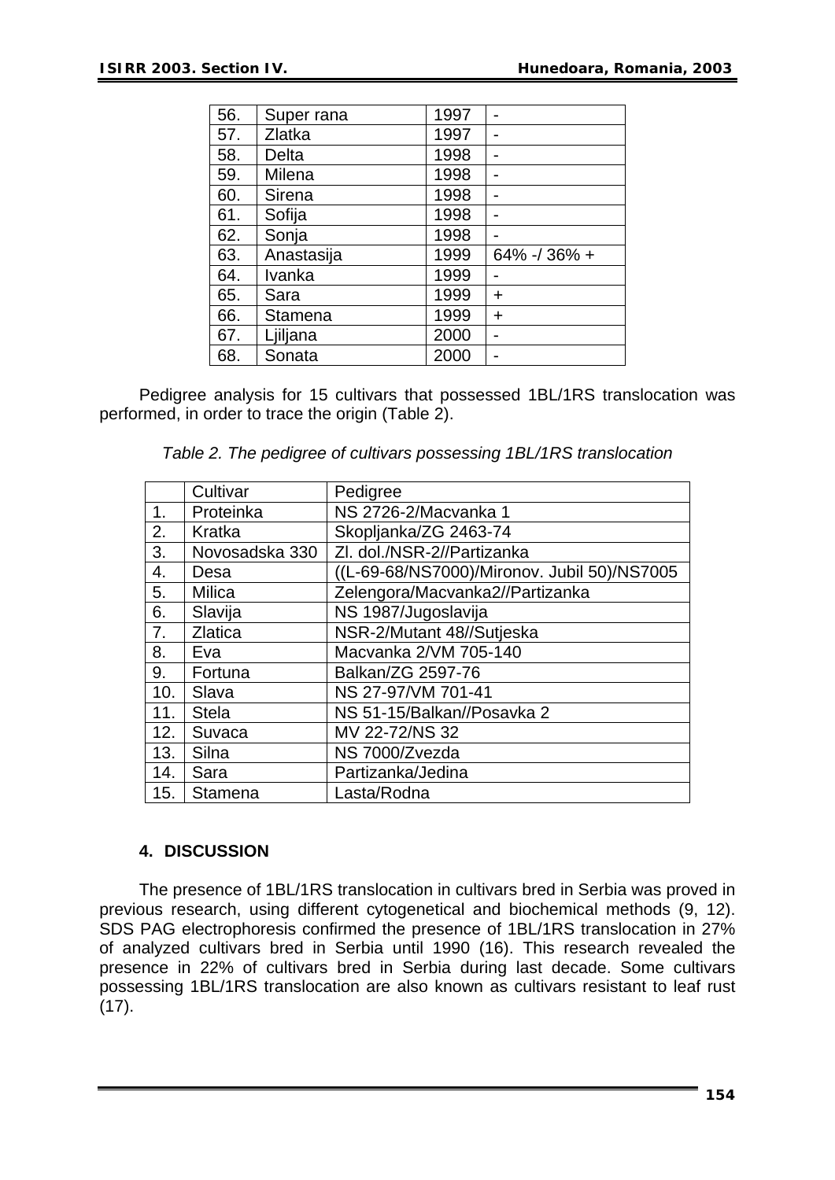| 56. | Super rana | 1997 | - |
|---|---|---|---|
| 57. | Zlatka | 1997 | - |
| 58. | Delta | 1998 | - |
| 59. | Milena | 1998 | - |
| 60. | Sirena | 1998 | - |
| 61. | Sofija | 1998 | - |
| 62. | Sonja | 1998 | - |
| 63. | Anastasija | 1999 | 64% -/ 36% + |
| 64. | Ivanka | 1999 | - |
| 65. | Sara | 1999 | + |
| 66. | Stamena | 1999 | + |
| 67. | Ljiljana | 2000 | - |
| 68. | Sonata | 2000 | - |

Pedigree analysis for 15 cultivars that possessed 1BL/1RS translocation was performed, in order to trace the origin (Table 2).

*Table 2. The pedigree of cultivars possessing 1BL/1RS translocation*

| | Cultivar | Pedigree |
|---|---|---|
| 1. | Proteinka | NS 2726-2/Macvanka 1 |
| 2. | Kratka | Skopljanka/ZG 2463-74 |
| 3. | Novosadska 330 | Zl. dol./NSR-2//Partizanka |
| 4. | Desa | ((L-69-68/NS7000)/Mironov. Jubil 50)/NS7005 |
| 5. | Milica | Zelengora/Macvanka2//Partizanka |
| 6. | Slavija | NS 1987/Jugoslavija |
| 7. | Zlatica | NSR-2/Mutant 48//Sutjeska |
| 8. | Eva | Macvanka 2/VM 705-140 |
| 9. | Fortuna | Balkan/ZG 2597-76 |
| 10. | Slava | NS 27-97/VM 701-41 |
| 11. | Stela | NS 51-15/Balkan//Posavka 2 |
| 12. | Suvaca | MV 22-72/NS 32 |
| 13. | Silna | NS 7000/Zvezda |
| 14. | Sara | Partizanka/Jedina |
| 15. | Stamena | Lasta/Rodna |

## 4. DISCUSSION

The presence of 1BL/1RS translocation in cultivars bred in Serbia was proved in previous research, using different cytogenetical and biochemical methods (9, 12). SDS PAG electrophoresis confirmed the presence of 1BL/1RS translocation in 27% of analyzed cultivars bred in Serbia until 1990 (16). This research revealed the presence in 22% of cultivars bred in Serbia during last decade. Some cultivars possessing 1BL/1RS translocation are also known as cultivars resistant to leaf rust (17).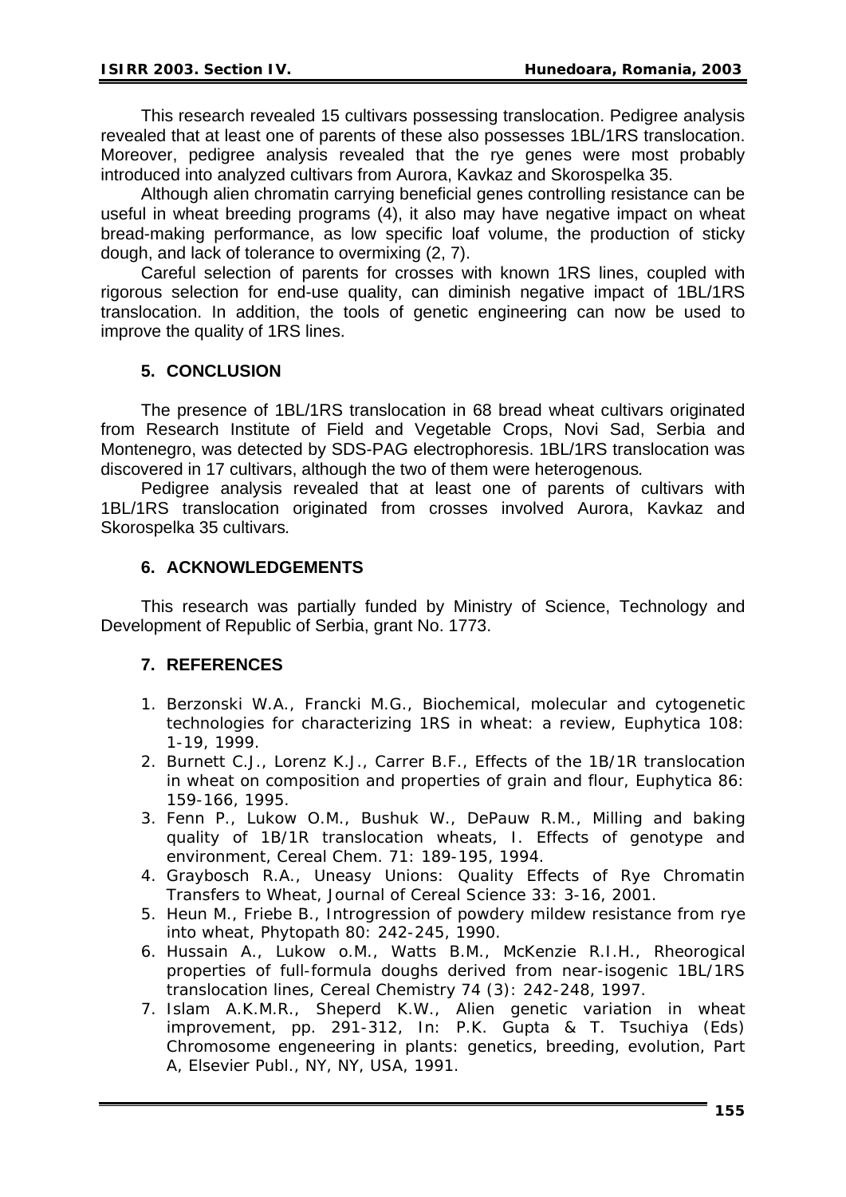This research revealed 15 cultivars possessing translocation. Pedigree analysis revealed that at least one of parents of these also possesses 1BL/1RS translocation. Moreover, pedigree analysis revealed that the rye genes were most probably introduced into analyzed cultivars from Aurora, Kavkaz and Skorospelka 35.

Although alien chromatin carrying beneficial genes controlling resistance can be useful in wheat breeding programs (4), it also may have negative impact on wheat bread-making performance, as low specific loaf volume, the production of sticky dough, and lack of tolerance to overmixing (2, 7).

Careful selection of parents for crosses with known 1RS lines, coupled with rigorous selection for end-use quality, can diminish negative impact of 1BL/1RS translocation. In addition, the tools of genetic engineering can now be used to improve the quality of 1RS lines.

## 5. CONCLUSION

The presence of 1BL/1RS translocation in 68 bread wheat cultivars originated from Research Institute of Field and Vegetable Crops, Novi Sad, Serbia and Montenegro, was detected by SDS-PAG electrophoresis. 1BL/1RS translocation was discovered in 17 cultivars, although the two of them were heterogenous.

Pedigree analysis revealed that at least one of parents of cultivars with 1BL/1RS translocation originated from crosses involved Aurora, Kavkaz and Skorospelka 35 cultivars.

## 6. ACKNOWLEDGEMENTS

This research was partially funded by Ministry of Science, Technology and Development of Republic of Serbia, grant No. 1773.

## 7. REFERENCES

1. Berzonski W.A., Francki M.G., Biochemical, molecular and cytogenetic technologies for characterizing 1RS in wheat: a review, Euphytica 108: 1-19, 1999.
2. Burnett C.J., Lorenz K.J., Carrer B.F., Effects of the 1B/1R translocation in wheat on composition and properties of grain and flour, Euphytica 86: 159-166, 1995.
3. Fenn P., Lukow O.M., Bushuk W., DePauw R.M., Milling and baking quality of 1B/1R translocation wheats, I. Effects of genotype and environment, Cereal Chem. 71: 189-195, 1994.
4. Graybosch R.A., Uneasy Unions: Quality Effects of Rye Chromatin Transfers to Wheat, Journal of Cereal Science 33: 3-16, 2001.
5. Heun M., Friebe B., Introgression of powdery mildew resistance from rye into wheat, Phytopath 80: 242-245, 1990.
6. Hussain A., Lukow o.M., Watts B.M., McKenzie R.I.H., Rheorogical properties of full-formula doughs derived from near-isogenic 1BL/1RS translocation lines, Cereal Chemistry 74 (3): 242-248, 1997.
7. Islam A.K.M.R., Sheperd K.W., Alien genetic variation in wheat improvement, pp. 291-312, In: P.K. Gupta & T. Tsuchiya (Eds) Chromosome engeneering in plants: genetics, breeding, evolution, Part A, Elsevier Publ., NY, NY, USA, 1991.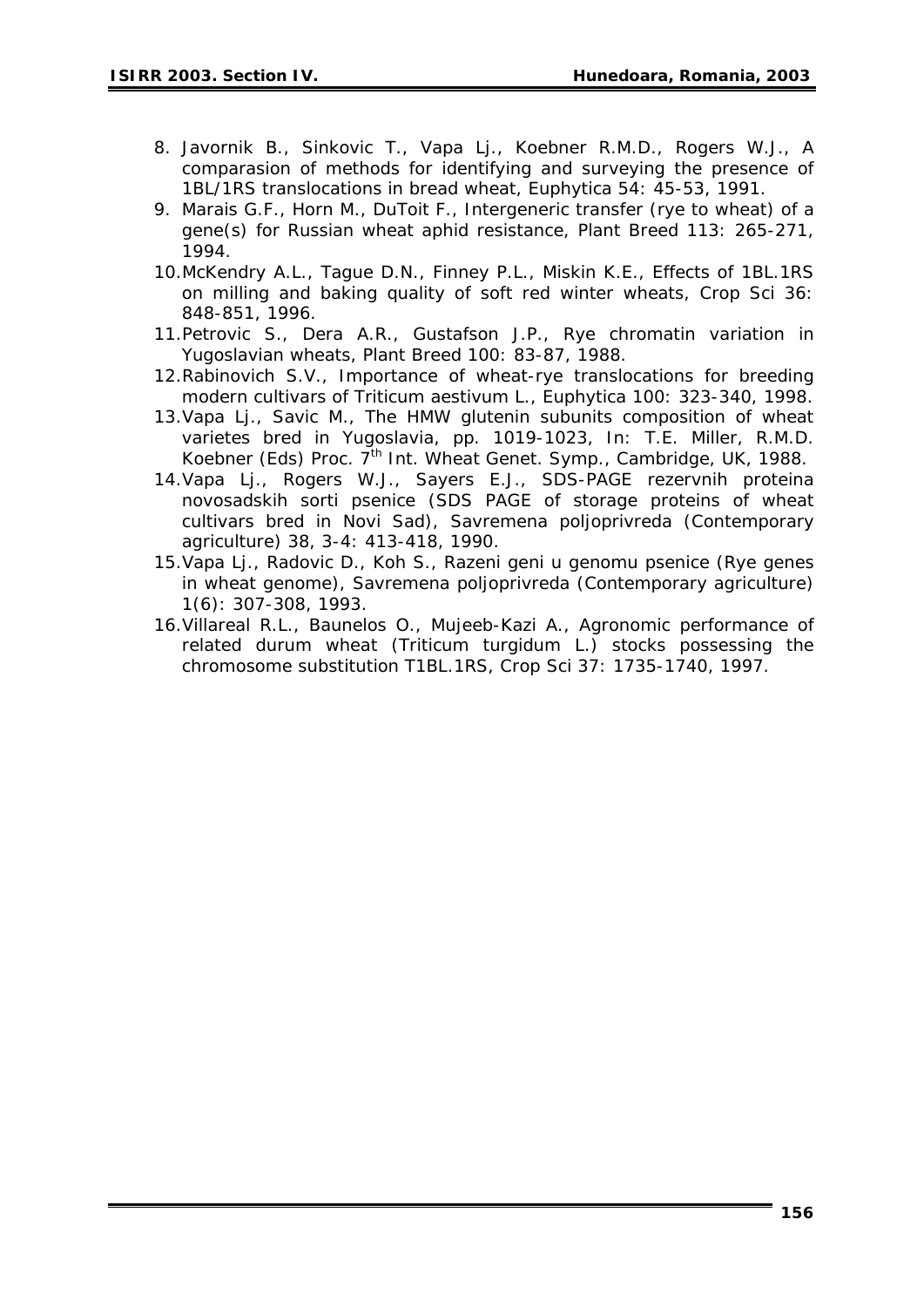8. Javornik B., Sinkovic T., Vapa Lj., Koebner R.M.D., Rogers W.J., A comparasion of methods for identifying and surveying the presence of 1BL/1RS translocations in bread wheat, Euphytica 54: 45-53, 1991.
9. Marais G.F., Horn M., DuToit F., Intergeneric transfer (rye to wheat) of a gene(s) for Russian wheat aphid resistance, Plant Breed 113: 265-271, 1994.
10. McKendry A.L., Tague D.N., Finney P.L., Miskin K.E., Effects of 1BL.1RS on milling and baking quality of soft red winter wheats, Crop Sci 36: 848-851, 1996.
11. Petrovic S., Dera A.R., Gustafson J.P., Rye chromatin variation in Yugoslavian wheats, Plant Breed 100: 83-87, 1988.
12. Rabinovich S.V., Importance of wheat-rye translocations for breeding modern cultivars of Triticum aestivum L., Euphytica 100: 323-340, 1998.
13. Vapa Lj., Savic M., The HMW glutenin subunits composition of wheat varietes bred in Yugoslavia, pp. 1019-1023, In: T.E. Miller, R.M.D. Koebner (Eds) Proc. 7th Int. Wheat Genet. Symp., Cambridge, UK, 1988.
14. Vapa Lj., Rogers W.J., Sayers E.J., SDS-PAGE rezervnih proteina novosadskih sorti psenice (SDS PAGE of storage proteins of wheat cultivars bred in Novi Sad), Savremena poljoprivreda (Contemporary agriculture) 38, 3-4: 413-418, 1990.
15. Vapa Lj., Radovic D., Koh S., Razeni geni u genomu psenice (Rye genes in wheat genome), Savremena poljoprivreda (Contemporary agriculture) 1(6): 307-308, 1993.
16. Villareal R.L., Baunelos O., Mujeeb-Kazi A., Agronomic performance of related durum wheat (Triticum turgidum L.) stocks possessing the chromosome substitution T1BL.1RS, Crop Sci 37: 1735-1740, 1997.